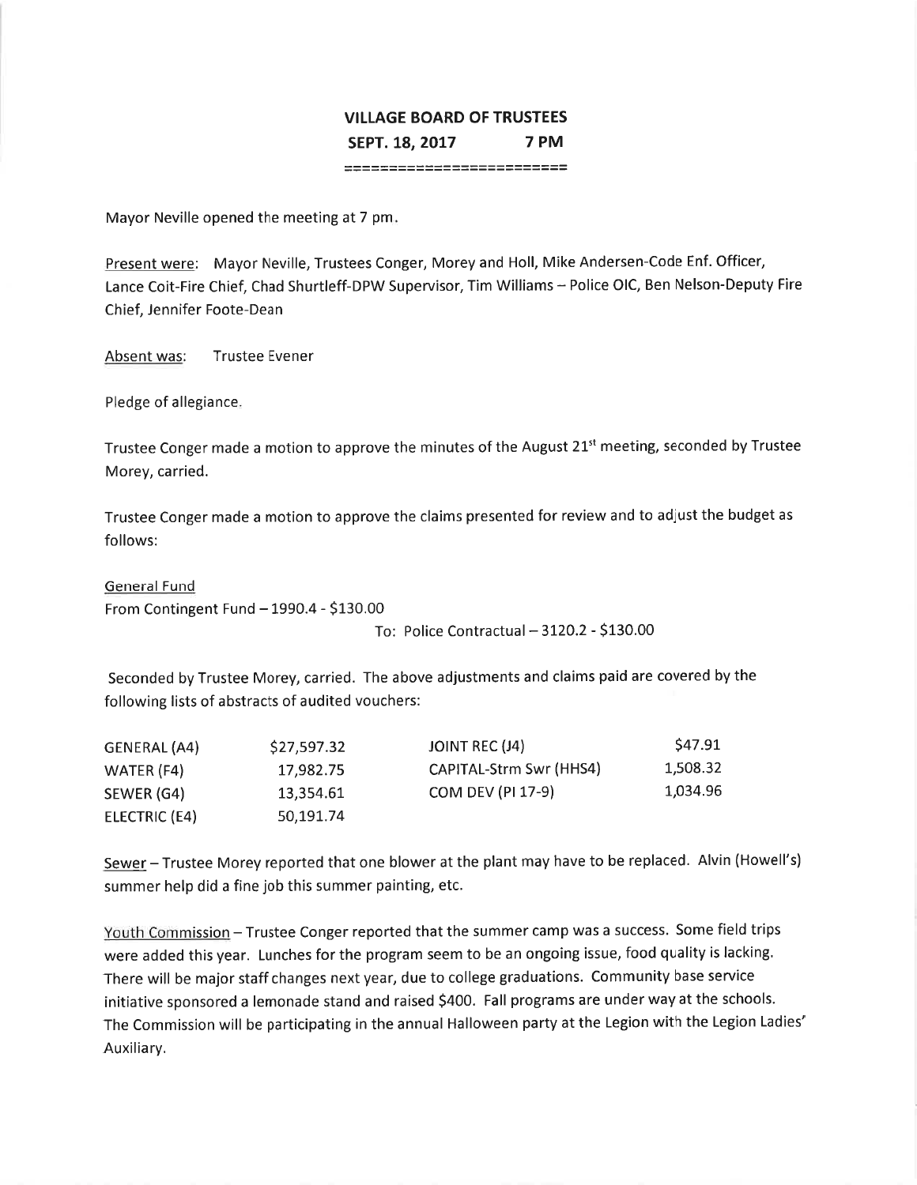# VILLAGE BOARD OF TRUSTEES

**SEPT. 18, 2017 7 PM**

========================

Mayor Neville opened the meeting at 7 pm.

Present were: Mayor Neville, Trustees Conger, Morey and Holl, Mike Andersen-Code Enf. Officer, Lance Coit-Fire Chief, Chad Shurtleff-DPW Supervisor, Tim Williams – Police OIC, Ben Nelson-Deputy Fire Chief, Jennifer Foote-Dean

Absent was: Trustee Evener

Pledge of allegiance.

Trustee Conger made a motion to approve the minutes of the August 21st meeting, seconded by Trustee Morey, carried.

Trustee Conger made a motion to approve the claims presented for review and to adjust the budget as follows:

General Fund

From Contingent Fund – 1990.4 - $130.00

To: Police Contractual – 3120.2 - $130.00

Seconded by Trustee Morey, carried. The above adjustments and claims paid are covered by the following lists of abstracts of audited vouchers:

| | | | |
|---|---|---|---|
| GENERAL (A4) | $27,597.32 | JOINT REC (J4) | $47.91 |
| WATER (F4) | 17,982.75 | CAPITAL-Strm Swr (HHS4) | 1,508.32 |
| SEWER (G4) | 13,354.61 | COM DEV (PI 17-9) | 1,034.96 |
| ELECTRIC (E4) | 50,191.74 | | |

Sewer – Trustee Morey reported that one blower at the plant may have to be replaced. Alvin (Howell's) summer help did a fine job this summer painting, etc.

Youth Commission – Trustee Conger reported that the summer camp was a success. Some field trips were added this year. Lunches for the program seem to be an ongoing issue, food quality is lacking. There will be major staff changes next year, due to college graduations. Community base service initiative sponsored a lemonade stand and raised $400. Fall programs are under way at the schools. The Commission will be participating in the annual Halloween party at the Legion with the Legion Ladies' Auxiliary.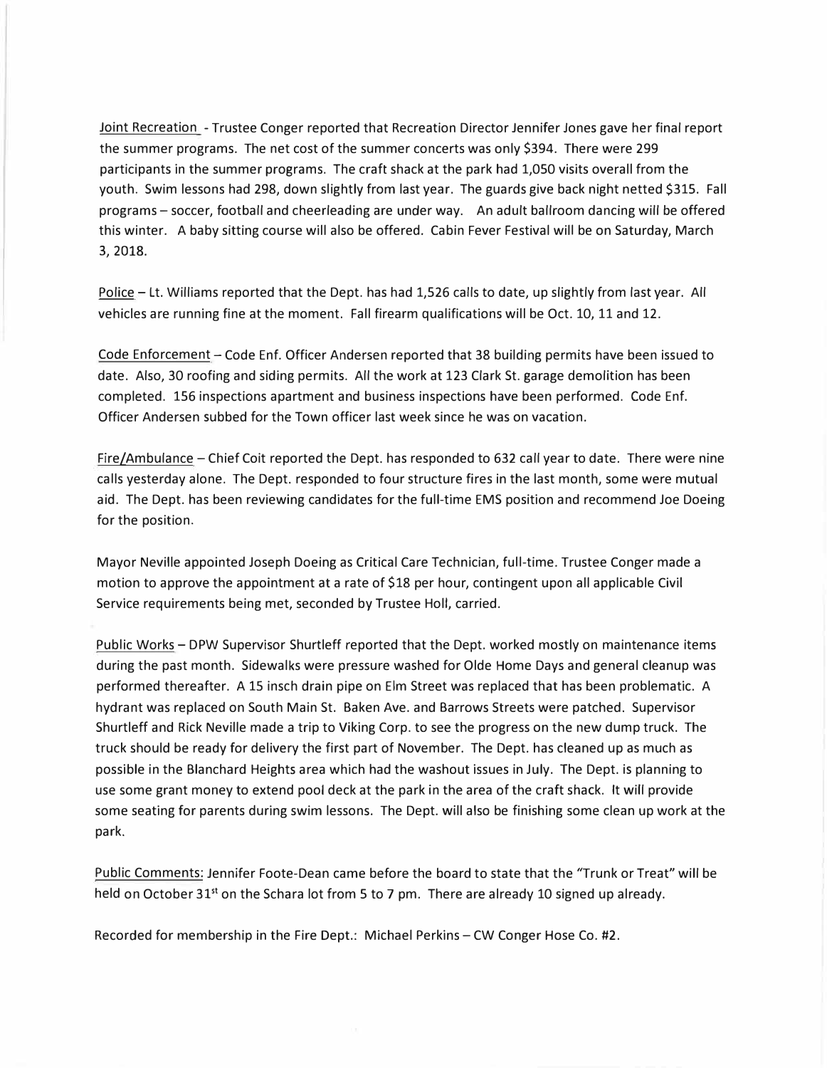Joint Recreation - Trustee Conger reported that Recreation Director Jennifer Jones gave her final report the summer programs. The net cost of the summer concerts was only $394. There were 299 participants in the summer programs. The craft shack at the park had 1,050 visits overall from the youth. Swim lessons had 298, down slightly from last year. The guards give back night netted $315. Fall programs – soccer, football and cheerleading are under way. An adult ballroom dancing will be offered this winter. A baby sitting course will also be offered. Cabin Fever Festival will be on Saturday, March 3, 2018.

Police – Lt. Williams reported that the Dept. has had 1,526 calls to date, up slightly from last year. All vehicles are running fine at the moment. Fall firearm qualifications will be Oct. 10, 11 and 12.

Code Enforcement – Code Enf. Officer Andersen reported that 38 building permits have been issued to date. Also, 30 roofing and siding permits. All the work at 123 Clark St. garage demolition has been completed. 156 inspections apartment and business inspections have been performed. Code Enf. Officer Andersen subbed for the Town officer last week since he was on vacation.

Fire/Ambulance – Chief Coit reported the Dept. has responded to 632 call year to date. There were nine calls yesterday alone. The Dept. responded to four structure fires in the last month, some were mutual aid. The Dept. has been reviewing candidates for the full-time EMS position and recommend Joe Doeing for the position.

Mayor Neville appointed Joseph Doeing as Critical Care Technician, full-time. Trustee Conger made a motion to approve the appointment at a rate of $18 per hour, contingent upon all applicable Civil Service requirements being met, seconded by Trustee Holl, carried.

Public Works – DPW Supervisor Shurtleff reported that the Dept. worked mostly on maintenance items during the past month. Sidewalks were pressure washed for Olde Home Days and general cleanup was performed thereafter. A 15 insch drain pipe on Elm Street was replaced that has been problematic. A hydrant was replaced on South Main St. Baken Ave. and Barrows Streets were patched. Supervisor Shurtleff and Rick Neville made a trip to Viking Corp. to see the progress on the new dump truck. The truck should be ready for delivery the first part of November. The Dept. has cleaned up as much as possible in the Blanchard Heights area which had the washout issues in July. The Dept. is planning to use some grant money to extend pool deck at the park in the area of the craft shack. It will provide some seating for parents during swim lessons. The Dept. will also be finishing some clean up work at the park.

Public Comments: Jennifer Foote-Dean came before the board to state that the "Trunk or Treat" will be held on October 31st on the Schara lot from 5 to 7 pm. There are already 10 signed up already.

Recorded for membership in the Fire Dept.: Michael Perkins – CW Conger Hose Co. #2.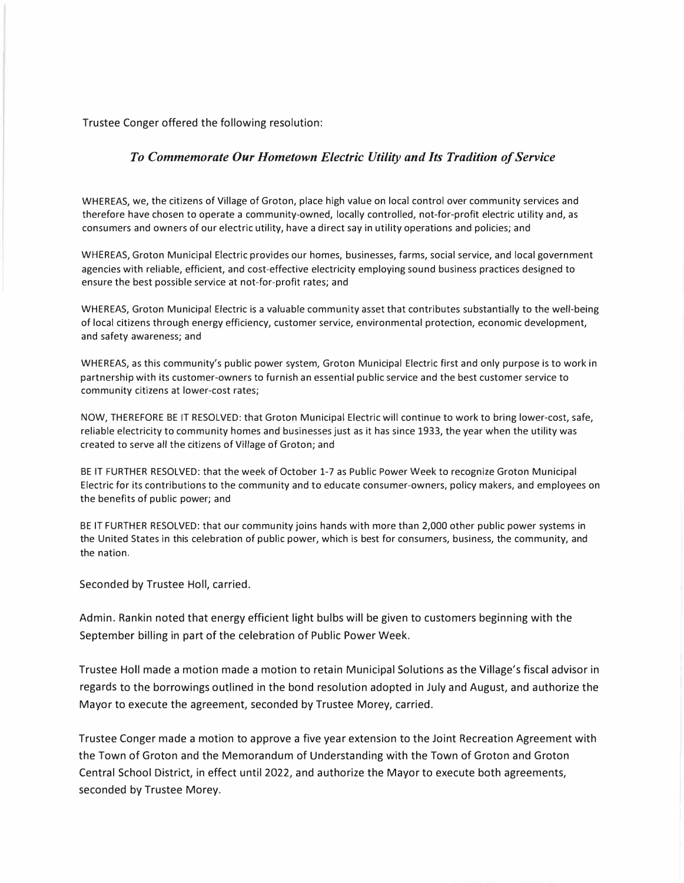Trustee Conger offered the following resolution:

### *To Commemorate Our Hometown Electric Utility and Its Tradition of Service*

WHEREAS, we, the citizens of Village of Groton, place high value on local control over community services and therefore have chosen to operate a community-owned, locally controlled, not-for-profit electric utility and, as consumers and owners of our electric utility, have a direct say in utility operations and policies; and

WHEREAS, Groton Municipal Electric provides our homes, businesses, farms, social service, and local government agencies with reliable, efficient, and cost-effective electricity employing sound business practices designed to ensure the best possible service at not-for-profit rates; and

WHEREAS, Groton Municipal Electric is a valuable community asset that contributes substantially to the well-being of local citizens through energy efficiency, customer service, environmental protection, economic development, and safety awareness; and

WHEREAS, as this community's public power system, Groton Municipal Electric first and only purpose is to work in partnership with its customer-owners to furnish an essential public service and the best customer service to community citizens at lower-cost rates;

NOW, THEREFORE BE IT RESOLVED: that Groton Municipal Electric will continue to work to bring lower-cost, safe, reliable electricity to community homes and businesses just as it has since 1933, the year when the utility was created to serve all the citizens of Village of Groton; and

BE IT FURTHER RESOLVED: that the week of October 1-7 as Public Power Week to recognize Groton Municipal Electric for its contributions to the community and to educate consumer-owners, policy makers, and employees on the benefits of public power; and

BE IT FURTHER RESOLVED: that our community joins hands with more than 2,000 other public power systems in the United States in this celebration of public power, which is best for consumers, business, the community, and the nation.

Seconded by Trustee Holl, carried.

Admin. Rankin noted that energy efficient light bulbs will be given to customers beginning with the September billing in part of the celebration of Public Power Week.

Trustee Holl made a motion made a motion to retain Municipal Solutions as the Village's fiscal advisor in regards to the borrowings outlined in the bond resolution adopted in July and August, and authorize the Mayor to execute the agreement, seconded by Trustee Morey, carried.

Trustee Conger made a motion to approve a five year extension to the Joint Recreation Agreement with the Town of Groton and the Memorandum of Understanding with the Town of Groton and Groton Central School District, in effect until 2022, and authorize the Mayor to execute both agreements, seconded by Trustee Morey.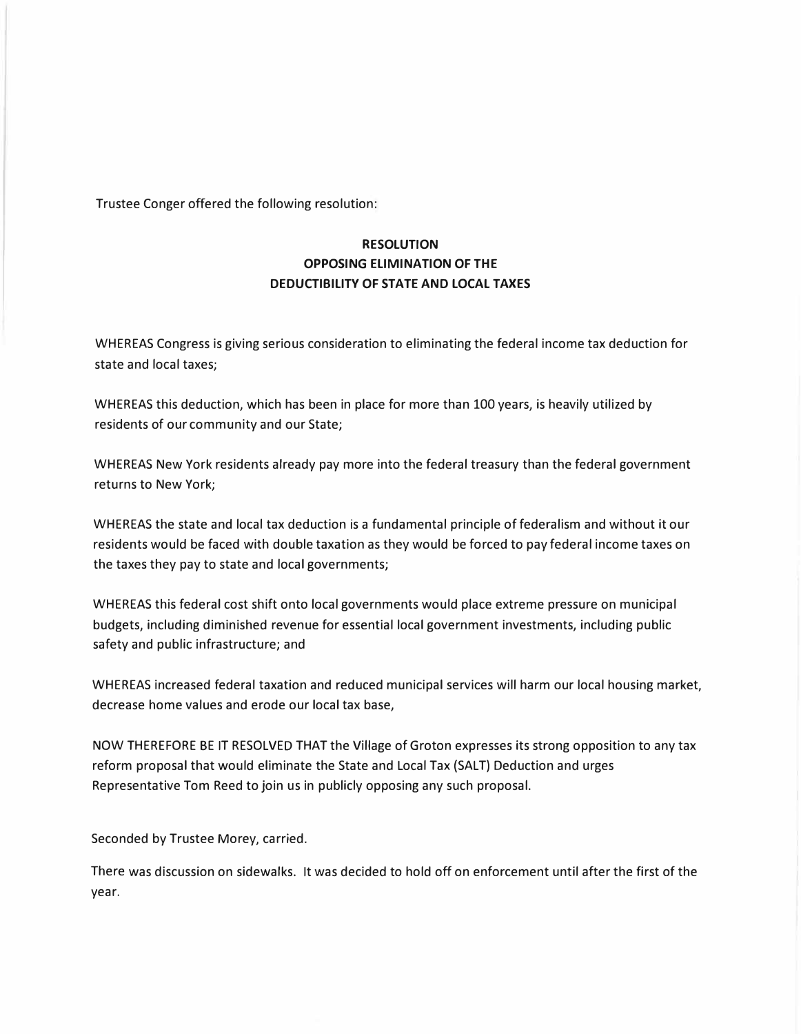Trustee Conger offered the following resolution:

**RESOLUTION**
**OPPOSING ELIMINATION OF THE**
**DEDUCTIBILITY OF STATE AND LOCAL TAXES**

WHEREAS Congress is giving serious consideration to eliminating the federal income tax deduction for state and local taxes;

WHEREAS this deduction, which has been in place for more than 100 years, is heavily utilized by residents of our community and our State;

WHEREAS New York residents already pay more into the federal treasury than the federal government returns to New York;

WHEREAS the state and local tax deduction is a fundamental principle of federalism and without it our residents would be faced with double taxation as they would be forced to pay federal income taxes on the taxes they pay to state and local governments;

WHEREAS this federal cost shift onto local governments would place extreme pressure on municipal budgets, including diminished revenue for essential local government investments, including public safety and public infrastructure; and

WHEREAS increased federal taxation and reduced municipal services will harm our local housing market, decrease home values and erode our local tax base,

NOW THEREFORE BE IT RESOLVED THAT the Village of Groton expresses its strong opposition to any tax reform proposal that would eliminate the State and Local Tax (SALT) Deduction and urges Representative Tom Reed to join us in publicly opposing any such proposal.

Seconded by Trustee Morey, carried.

There was discussion on sidewalks. It was decided to hold off on enforcement until after the first of the year.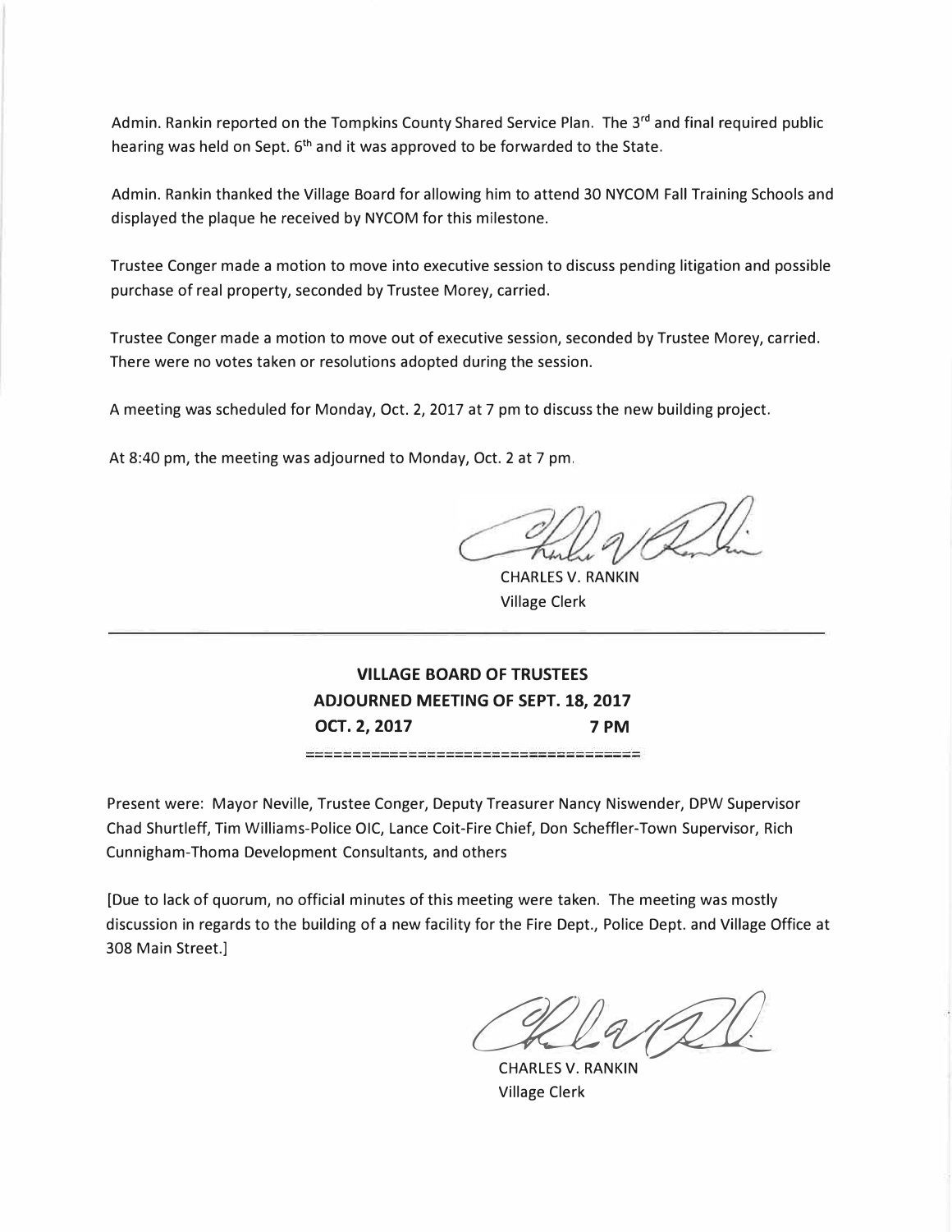Admin. Rankin reported on the Tompkins County Shared Service Plan. The 3rd and final required public hearing was held on Sept. 6th and it was approved to be forwarded to the State.

Admin. Rankin thanked the Village Board for allowing him to attend 30 NYCOM Fall Training Schools and displayed the plaque he received by NYCOM for this milestone.

Trustee Conger made a motion to move into executive session to discuss pending litigation and possible purchase of real property, seconded by Trustee Morey, carried.

Trustee Conger made a motion to move out of executive session, seconded by Trustee Morey, carried. There were no votes taken or resolutions adopted during the session.

A meeting was scheduled for Monday, Oct. 2, 2017 at 7 pm to discuss the new building project.

At 8:40 pm, the meeting was adjourned to Monday, Oct. 2 at 7 pm.

CHARLES V. RANKIN
Village Clerk

---

**VILLAGE BOARD OF TRUSTEES**
**ADJOURNED MEETING OF SEPT. 18, 2017**
**OCT. 2, 2017 7 PM**

===================================

Present were: Mayor Neville, Trustee Conger, Deputy Treasurer Nancy Niswender, DPW Supervisor Chad Shurtleff, Tim Williams-Police OIC, Lance Coit-Fire Chief, Don Scheffler-Town Supervisor, Rich Cunnigham-Thoma Development Consultants, and others

[Due to lack of quorum, no official minutes of this meeting were taken. The meeting was mostly discussion in regards to the building of a new facility for the Fire Dept., Police Dept. and Village Office at 308 Main Street.]

CHARLES V. RANKIN
Village Clerk